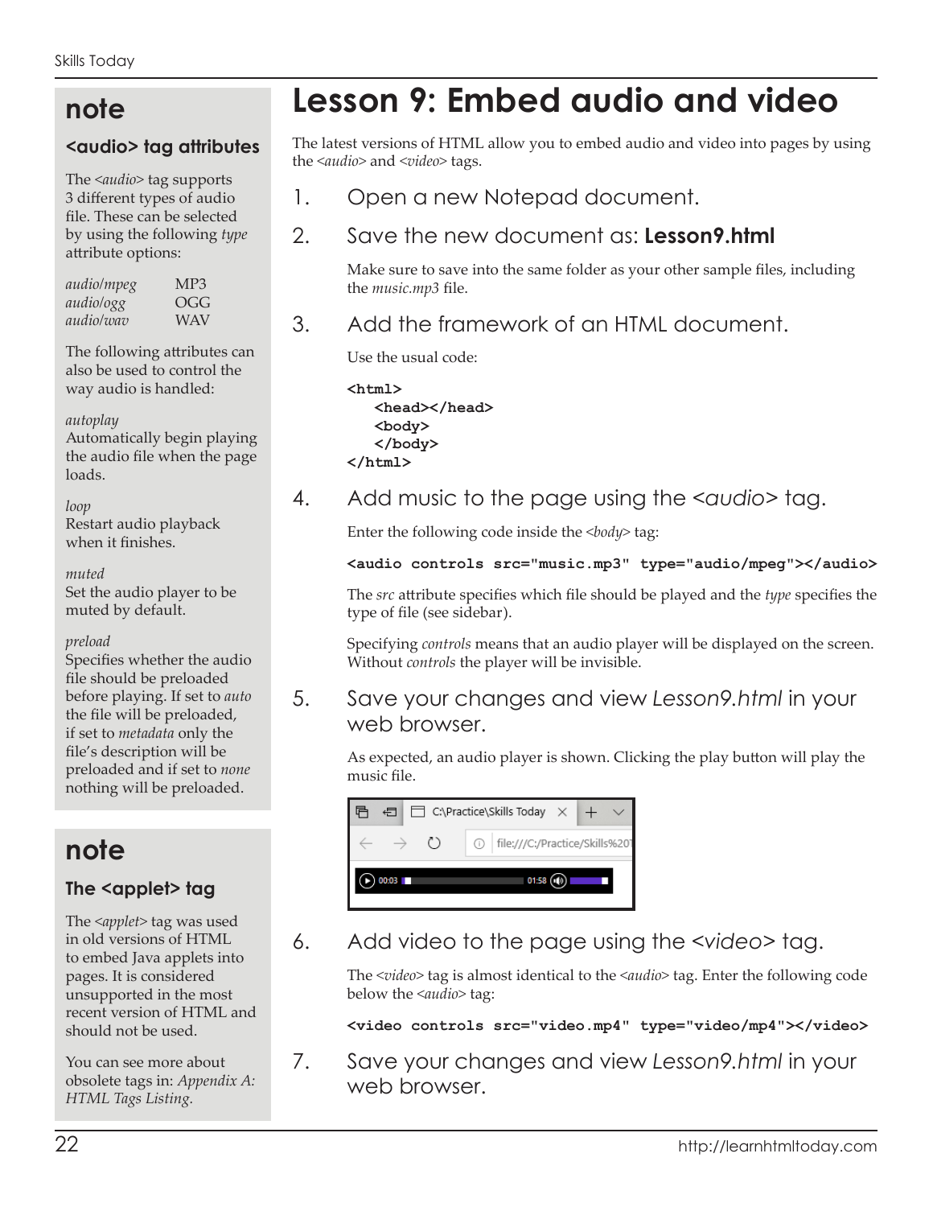# Lesson 9: Embed audio and video

The latest versions of HTML allow you to embed audio and video into pages by using the *<audio>* and *<video>* tags.

1. Open a new Notepad document.

2. Save the new document as: **Lesson9.html**

   Make sure to save into the same folder as your other sample files, including the *music.mp3* file.

3. Add the framework of an HTML document.

   Use the usual code:

```
<html>
   <head></head>
   <body>
   </body>
</html>
```

4. Add music to the page using the *<audio>* tag.

   Enter the following code inside the *<body>* tag:

```
<audio controls src="music.mp3" type="audio/mpeg"></audio>
```

   The *src* attribute specifies which file should be played and the *type* specifies the type of file (see sidebar).

   Specifying *controls* means that an audio player will be displayed on the screen. Without *controls* the player will be invisible.

5. Save your changes and view *Lesson9.html* in your web browser.

   As expected, an audio player is shown. Clicking the play button will play the music file.

6. Add video to the page using the *<video>* tag.

   The *<video>* tag is almost identical to the *<audio>* tag. Enter the following code below the *<audio>* tag:

```
<video controls src="video.mp4" type="video/mp4"></video>
```

7. Save your changes and view *Lesson9.html* in your web browser.

## note

### <audio> tag attributes

The *<audio>* tag supports 3 different types of audio file. These can be selected by using the following *type* attribute options:

| | |
|---|---|
| *audio/mpeg* | MP3 |
| *audio/ogg* | OGG |
| *audio/wav* | WAV |

The following attributes can also be used to control the way audio is handled:

*autoplay*
Automatically begin playing the audio file when the page loads.

*loop*
Restart audio playback when it finishes.

*muted*
Set the audio player to be muted by default.

*preload*
Specifies whether the audio file should be preloaded before playing. If set to *auto* the file will be preloaded, if set to *metadata* only the file's description will be preloaded and if set to *none* nothing will be preloaded.

## note

### The <applet> tag

The *<applet>* tag was used in old versions of HTML to embed Java applets into pages. It is considered unsupported in the most recent version of HTML and should not be used.

You can see more about obsolete tags in: *Appendix A: HTML Tags Listing.*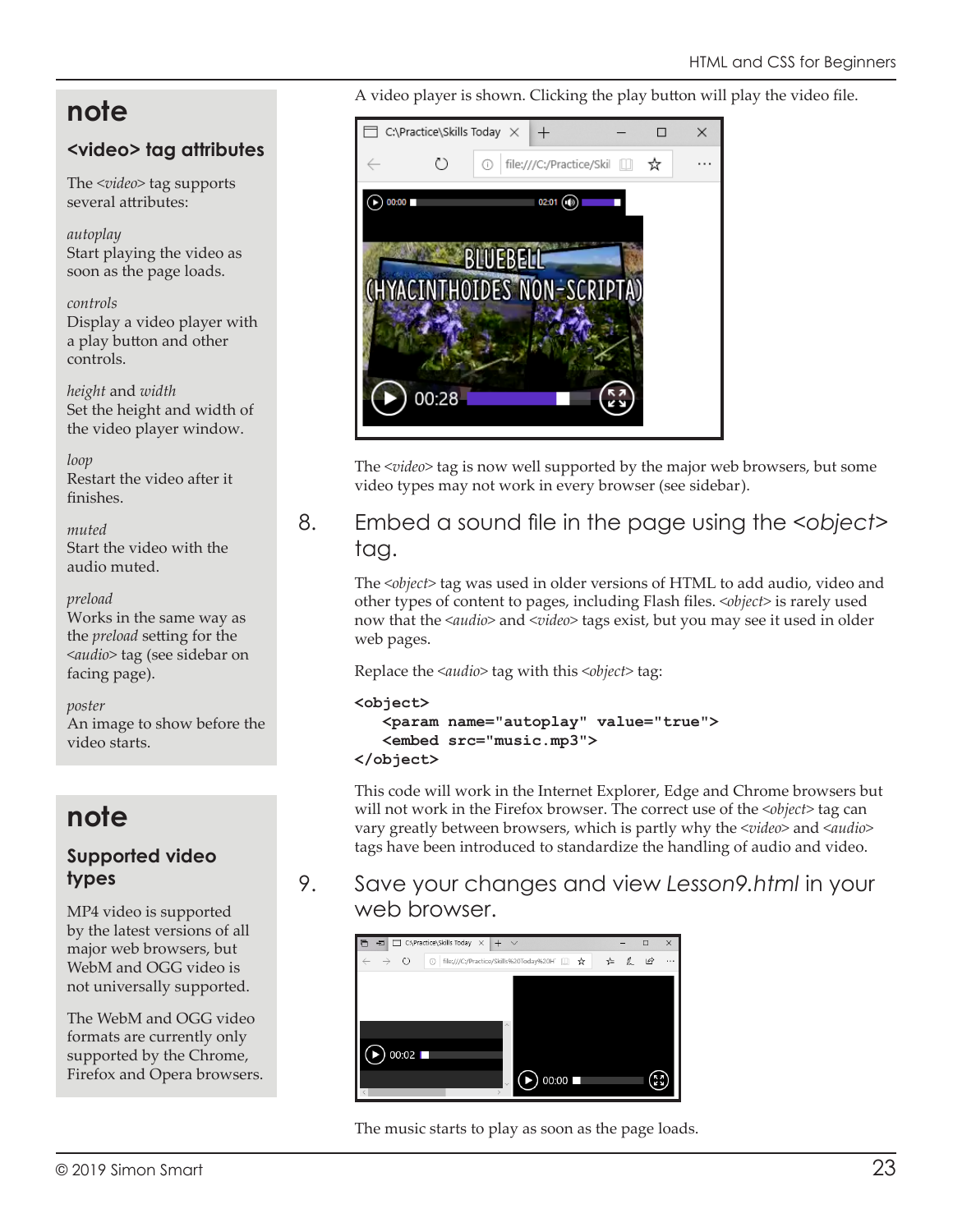A video player is shown. Clicking the play button will play the video file.

The *<video>* tag is now well supported by the major web browsers, but some video types may not work in every browser (see sidebar).

## 8. Embed a sound file in the page using the *<object>* tag.

The *<object>* tag was used in older versions of HTML to add audio, video and other types of content to pages, including Flash files. *<object>* is rarely used now that the *<audio>* and *<video>* tags exist, but you may see it used in older web pages.

Replace the *<audio>* tag with this *<object>* tag:

```
<object>
   <param name="autoplay" value="true">
   <embed src="music.mp3">
</object>
```

This code will work in the Internet Explorer, Edge and Chrome browsers but will not work in the Firefox browser. The correct use of the *<object>* tag can vary greatly between browsers, which is partly why the *<video>* and *<audio>* tags have been introduced to standardize the handling of audio and video.

## 9. Save your changes and view *Lesson9.html* in your web browser.

The music starts to play as soon as the page loads.

## note

### <video> tag attributes

The *<video>* tag supports several attributes:

*autoplay*
Start playing the video as soon as the page loads.

*controls*
Display a video player with a play button and other controls.

*height* and *width*
Set the height and width of the video player window.

*loop*
Restart the video after it finishes.

*muted*
Start the video with the audio muted.

*preload*
Works in the same way as the *preload* setting for the *<audio>* tag (see sidebar on facing page).

*poster*
An image to show before the video starts.

## note

### Supported video types

MP4 video is supported by the latest versions of all major web browsers, but WebM and OGG video is not universally supported.

The WebM and OGG video formats are currently only supported by the Chrome, Firefox and Opera browsers.